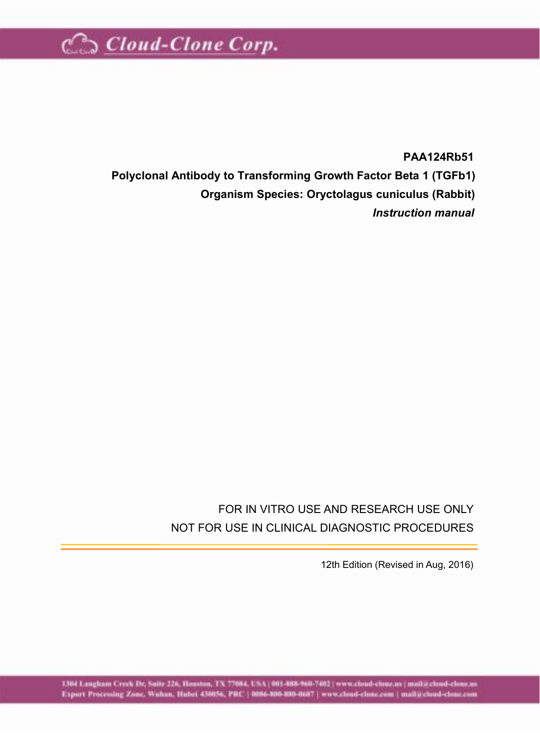**PAA124Rb51**

**Polyclonal Antibody to Transforming Growth Factor Beta 1 (TGFb1)**

**Organism Species: Oryctolagus cuniculus (Rabbit)**

***Instruction manual***

FOR IN VITRO USE AND RESEARCH USE ONLY

NOT FOR USE IN CLINICAL DIAGNOSTIC PROCEDURES

12th Edition (Revised in Aug, 2016)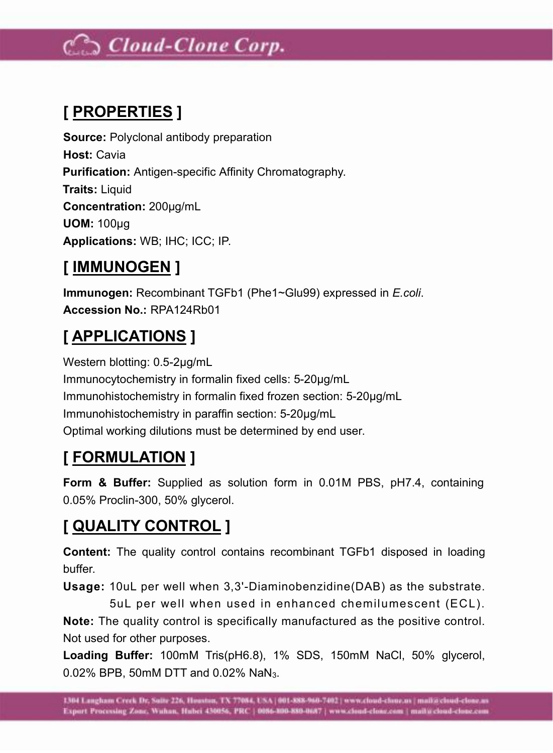## [ PROPERTIES ]

**Source:** Polyclonal antibody preparation
**Host:** Cavia
**Purification:** Antigen-specific Affinity Chromatography.
**Traits:** Liquid
**Concentration:** 200µg/mL
**UOM:** 100µg
**Applications:** WB; IHC; ICC; IP.

## [ IMMUNOGEN ]

**Immunogen:** Recombinant TGFb1 (Phe1~Glu99) expressed in *E.coli*.
**Accession No.:** RPA124Rb01

## [ APPLICATIONS ]

Western blotting: 0.5-2µg/mL
Immunocytochemistry in formalin fixed cells: 5-20µg/mL
Immunohistochemistry in formalin fixed frozen section: 5-20µg/mL
Immunohistochemistry in paraffin section: 5-20µg/mL
Optimal working dilutions must be determined by end user.

## [ FORMULATION ]

**Form & Buffer:** Supplied as solution form in 0.01M PBS, pH7.4, containing 0.05% Proclin-300, 50% glycerol.

## [ QUALITY CONTROL ]

**Content:** The quality control contains recombinant TGFb1 disposed in loading buffer.
**Usage:** 10uL per well when 3,3'-Diaminobenzidine(DAB) as the substrate.
5uL per well when used in enhanced chemilumescent (ECL).
**Note:** The quality control is specifically manufactured as the positive control. Not used for other purposes.
**Loading Buffer:** 100mM Tris(pH6.8), 1% SDS, 150mM NaCl, 50% glycerol, 0.02% BPB, 50mM DTT and 0.02% $NaN_3$.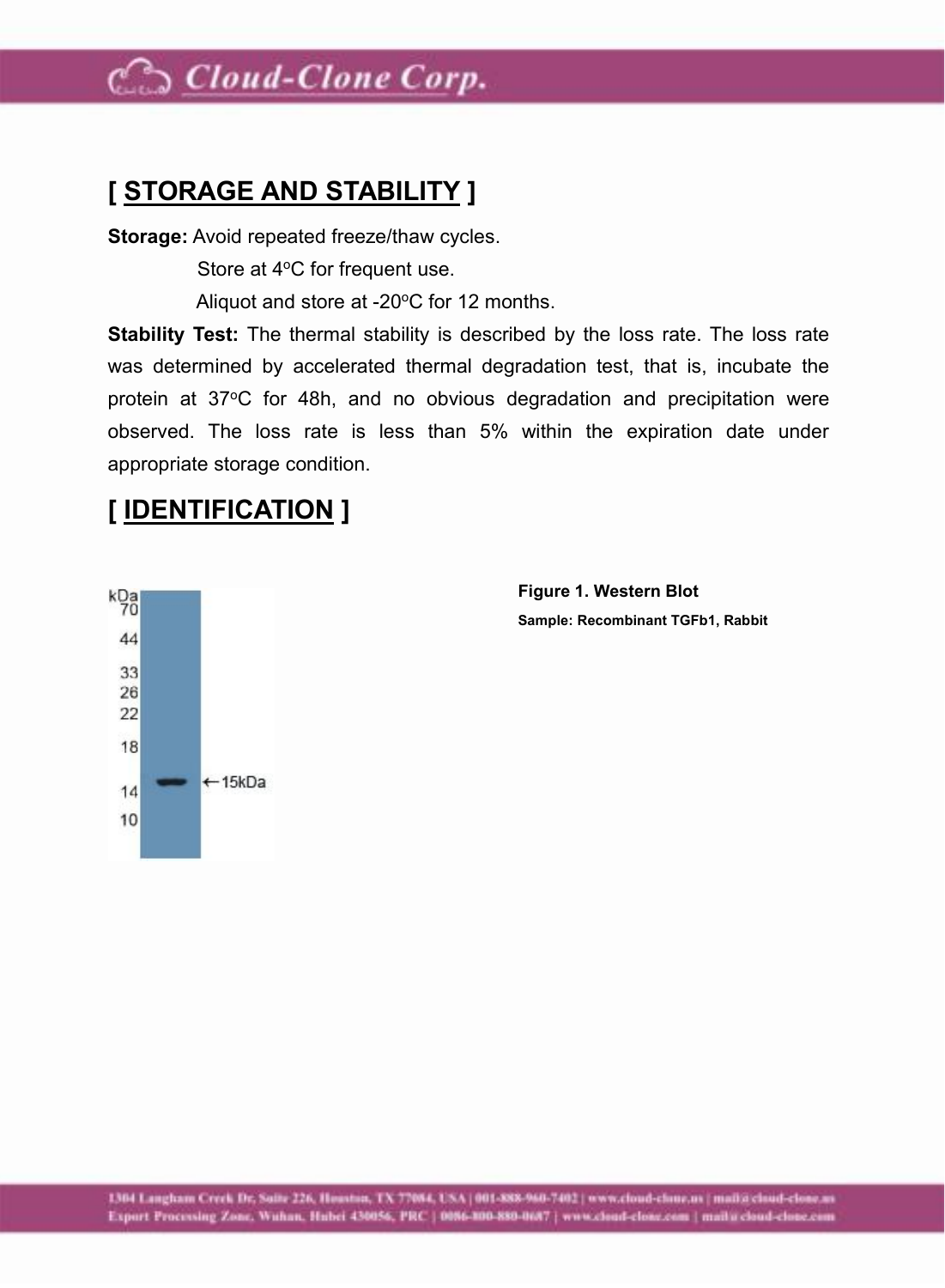## [ STORAGE AND STABILITY ]

**Storage:** Avoid repeated freeze/thaw cycles.

Store at 4°C for frequent use.

Aliquot and store at -20°C for 12 months.

**Stability Test:** The thermal stability is described by the loss rate. The loss rate was determined by accelerated thermal degradation test, that is, incubate the protein at 37°C for 48h, and no obvious degradation and precipitation were observed. The loss rate is less than 5% within the expiration date under appropriate storage condition.

## [ IDENTIFICATION ]

kDa
70
44
33
26
22
18
14
10
←15kDa

**Figure 1. Western Blot**

**Sample: Recombinant TGFb1, Rabbit**